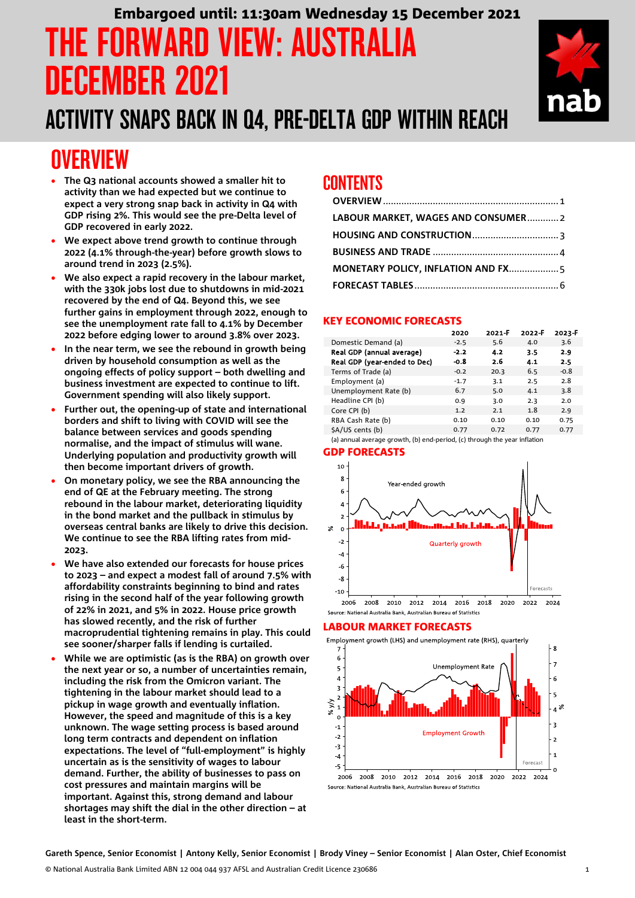Embargoed until: 11:30am Wednesday 15 December 2021

# THE FORWARD VIEW: AUSTRALIA DECEMBER 2021

## ACTIVITY SNAPS BACK IN Q4, PRE-DELTA GDP WITHIN REACH

## OVERVIEW

- **The Q3 national accounts showed a smaller hit to activity than we had expected but we continue to expect a very strong snap back in activity in Q4 with GDP rising 2%. This would see the pre-Delta level of GDP recovered in early 2022.**
- **We expect above trend growth to continue through 2022 (4.1% through-the-year) before growth slows to around trend in 2023 (2.5%).**
- **We also expect a rapid recovery in the labour market, with the 330k jobs lost due to shutdowns in mid-2021 recovered by the end of Q4. Beyond this, we see further gains in employment through 2022, enough to see the unemployment rate fall to 4.1% by December 2022 before edging lower to around 3.8% over 2023.**
- **In the near term, we see the rebound in growth being driven by household consumption as well as the ongoing effects of policy support – both dwelling and business investment are expected to continue to lift. Government spending will also likely support.**
- **Further out, the opening-up of state and international borders and shift to living with COVID will see the balance between services and goods spending normalise, and the impact of stimulus will wane. Underlying population and productivity growth will then become important drivers of growth.**
- **On monetary policy, we see the RBA announcing the end of QE at the February meeting. The strong rebound in the labour market, deteriorating liquidity in the bond market and the pullback in stimulus by overseas central banks are likely to drive this decision. We continue to see the RBA lifting rates from mid-2023.**
- **We have also extended our forecasts for house prices to 2023 – and expect a modest fall of around 7.5% with affordability constraints beginning to bind and rates rising in the second half of the year following growth of 22% in 2021, and 5% in 2022. House price growth has slowed recently, and the risk of further macroprudential tightening remains in play. This could see sooner/sharper falls if lending is curtailed.**
- **While we are optimistic (as is the RBA) on growth over the next year or so, a number of uncertainties remain, including the risk from the Omicron variant. The tightening in the labour market should lead to a pickup in wage growth and eventually inflation. However, the speed and magnitude of this is a key unknown. The wage setting process is based around long term contracts and dependent on inflation expectations. The level of "full-employment" is highly uncertain as is the sensitivity of wages to labour demand. Further, the ability of businesses to pass on cost pressures and maintain margins will be important. Against this, strong demand and labour shortages may shift the dial in the other direction – at least in the short-term.**

## CONTENTS

- OVERVIEW .......... 1
- LABOUR MARKET, WAGES AND CONSUMER .......... 2
- HOUSING AND CONSTRUCTION .......... 3
- BUSINESS AND TRADE .......... 4
- MONETARY POLICY, INFLATION AND FX .......... 5
- FORECAST TABLES .......... 6

## KEY ECONOMIC FORECASTS

| | 2020 | 2021-F | 2022-F | 2023-F |
|---|---|---|---|---|
| Domestic Demand (a) | -2.5 | 5.6 | 4.0 | 3.6 |
| **Real GDP (annual average)** | **-2.2** | **4.2** | **3.5** | **2.9** |
| **Real GDP (year-ended to Dec)** | **-0.8** | **2.6** | **4.1** | **2.5** |
| Terms of Trade (a) | -0.2 | 20.3 | 6.5 | -0.8 |
| Employment (a) | -1.7 | 3.1 | 2.5 | 2.8 |
| Unemployment Rate (b) | 6.7 | 5.0 | 4.1 | 3.8 |
| Headline CPI (b) | 0.9 | 3.0 | 2.3 | 2.0 |
| Core CPI (b) | 1.2 | 2.1 | 1.8 | 2.9 |
| RBA Cash Rate (b) | 0.10 | 0.10 | 0.10 | 0.75 |
| $A/US cents (b) | 0.77 | 0.72 | 0.77 | 0.77 |

(a) annual average growth, (b) end-period, (c) through the year inflation

## GDP FORECASTS

Source: National Australia Bank, Australian Bureau of Statistics

## LABOUR MARKET FORECASTS

Employment growth (LHS) and unemployment rate (RHS), quarterly

Source: National Australia Bank, Australian Bureau of Statistics

Gareth Spence, Senior Economist | Antony Kelly, Senior Economist | Brody Viney – Senior Economist | Alan Oster, Chief Economist

© National Australia Bank Limited ABN 12 004 044 937 AFSL and Australian Credit Licence 230686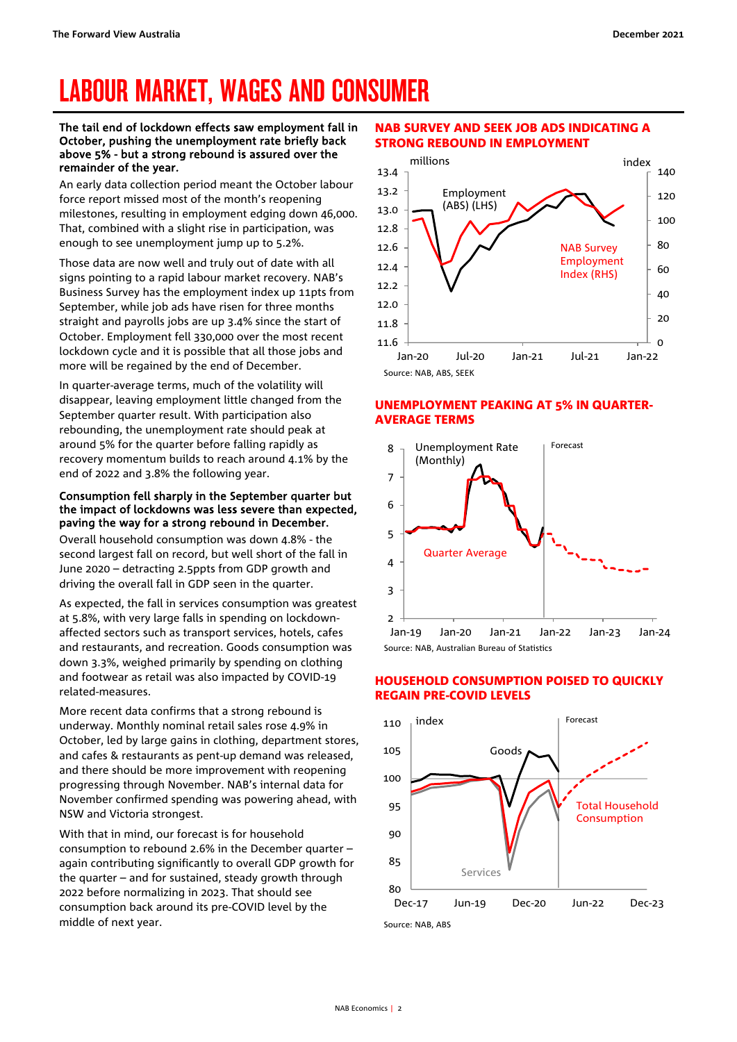# LABOUR MARKET, WAGES AND CONSUMER

**The tail end of lockdown effects saw employment fall in October, pushing the unemployment rate briefly back above 5% - but a strong rebound is assured over the remainder of the year.**

An early data collection period meant the October labour force report missed most of the month's reopening milestones, resulting in employment edging down 46,000. That, combined with a slight rise in participation, was enough to see unemployment jump up to 5.2%.

Those data are now well and truly out of date with all signs pointing to a rapid labour market recovery. NAB's Business Survey has the employment index up 11pts from September, while job ads have risen for three months straight and payrolls jobs are up 3.4% since the start of October. Employment fell 330,000 over the most recent lockdown cycle and it is possible that all those jobs and more will be regained by the end of December.

In quarter-average terms, much of the volatility will disappear, leaving employment little changed from the September quarter result. With participation also rebounding, the unemployment rate should peak at around 5% for the quarter before falling rapidly as recovery momentum builds to reach around 4.1% by the end of 2022 and 3.8% the following year.

**Consumption fell sharply in the September quarter but the impact of lockdowns was less severe than expected, paving the way for a strong rebound in December.**

Overall household consumption was down 4.8% - the second largest fall on record, but well short of the fall in June 2020 – detracting 2.5ppts from GDP growth and driving the overall fall in GDP seen in the quarter.

As expected, the fall in services consumption was greatest at 5.8%, with very large falls in spending on lockdown-affected sectors such as transport services, hotels, cafes and restaurants, and recreation. Goods consumption was down 3.3%, weighed primarily by spending on clothing and footwear as retail was also impacted by COVID-19 related-measures.

More recent data confirms that a strong rebound is underway. Monthly nominal retail sales rose 4.9% in October, led by large gains in clothing, department stores, and cafes & restaurants as pent-up demand was released, and there should be more improvement with reopening progressing through November. NAB's internal data for November confirmed spending was powering ahead, with NSW and Victoria strongest.

With that in mind, our forecast is for household consumption to rebound 2.6% in the December quarter – again contributing significantly to overall GDP growth for the quarter – and for sustained, steady growth through 2022 before normalizing in 2023. That should see consumption back around its pre-COVID level by the middle of next year.

## NAB SURVEY AND SEEK JOB ADS INDICATING A STRONG REBOUND IN EMPLOYMENT

Source: NAB, ABS, SEEK

## UNEMPLOYMENT PEAKING AT 5% IN QUARTER-AVERAGE TERMS

Source: NAB, Australian Bureau of Statistics

## HOUSEHOLD CONSUMPTION POISED TO QUICKLY REGAIN PRE-COVID LEVELS

Source: NAB, ABS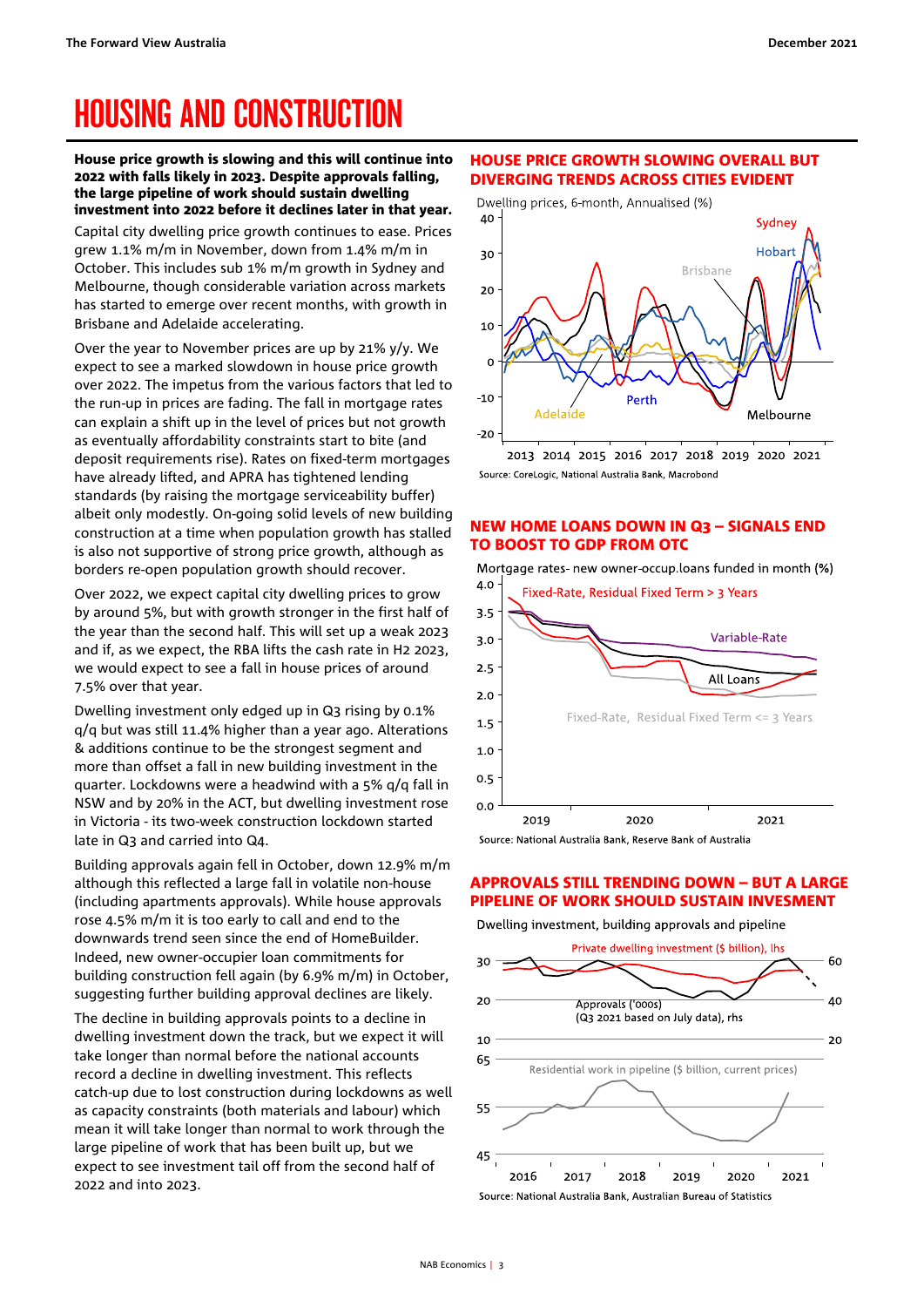# HOUSING AND CONSTRUCTION

**House price growth is slowing and this will continue into 2022 with falls likely in 2023. Despite approvals falling, the large pipeline of work should sustain dwelling investment into 2022 before it declines later in that year.**

Capital city dwelling price growth continues to ease. Prices grew 1.1% m/m in November, down from 1.4% m/m in October. This includes sub 1% m/m growth in Sydney and Melbourne, though considerable variation across markets has started to emerge over recent months, with growth in Brisbane and Adelaide accelerating.

Over the year to November prices are up by 21% y/y. We expect to see a marked slowdown in house price growth over 2022. The impetus from the various factors that led to the run-up in prices are fading. The fall in mortgage rates can explain a shift up in the level of prices but not growth as eventually affordability constraints start to bite (and deposit requirements rise). Rates on fixed-term mortgages have already lifted, and APRA has tightened lending standards (by raising the mortgage serviceability buffer) albeit only modestly. On-going solid levels of new building construction at a time when population growth has stalled is also not supportive of strong price growth, although as borders re-open population growth should recover.

Over 2022, we expect capital city dwelling prices to grow by around 5%, but with growth stronger in the first half of the year than the second half. This will set up a weak 2023 and if, as we expect, the RBA lifts the cash rate in H2 2023, we would expect to see a fall in house prices of around 7.5% over that year.

Dwelling investment only edged up in Q3 rising by 0.1% q/q but was still 11.4% higher than a year ago. Alterations & additions continue to be the strongest segment and more than offset a fall in new building investment in the quarter. Lockdowns were a headwind with a 5% q/q fall in NSW and by 20% in the ACT, but dwelling investment rose in Victoria - its two-week construction lockdown started late in Q3 and carried into Q4.

Building approvals again fell in October, down 12.9% m/m although this reflected a large fall in volatile non-house (including apartments approvals). While house approvals rose 4.5% m/m it is too early to call and end to the downwards trend seen since the end of HomeBuilder. Indeed, new owner-occupier loan commitments for building construction fell again (by 6.9% m/m) in October, suggesting further building approval declines are likely.

The decline in building approvals points to a decline in dwelling investment down the track, but we expect it will take longer than normal before the national accounts record a decline in dwelling investment. This reflects catch-up due to lost construction during lockdowns as well as capacity constraints (both materials and labour) which mean it will take longer than normal to work through the large pipeline of work that has been built up, but we expect to see investment tail off from the second half of 2022 and into 2023.

## HOUSE PRICE GROWTH SLOWING OVERALL BUT DIVERGING TRENDS ACROSS CITIES EVIDENT

Dwelling prices, 6-month, Annualised (%)

Source: CoreLogic, National Australia Bank, Macrobond

## NEW HOME LOANS DOWN IN Q3 – SIGNALS END TO BOOST TO GDP FROM OTC

Mortgage rates- new owner-occup.loans funded in month (%)

Source: National Australia Bank, Reserve Bank of Australia

## APPROVALS STILL TRENDING DOWN – BUT A LARGE PIPELINE OF WORK SHOULD SUSTAIN INVESMENT

Dwelling investment, building approvals and pipeline

Source: National Australia Bank, Australian Bureau of Statistics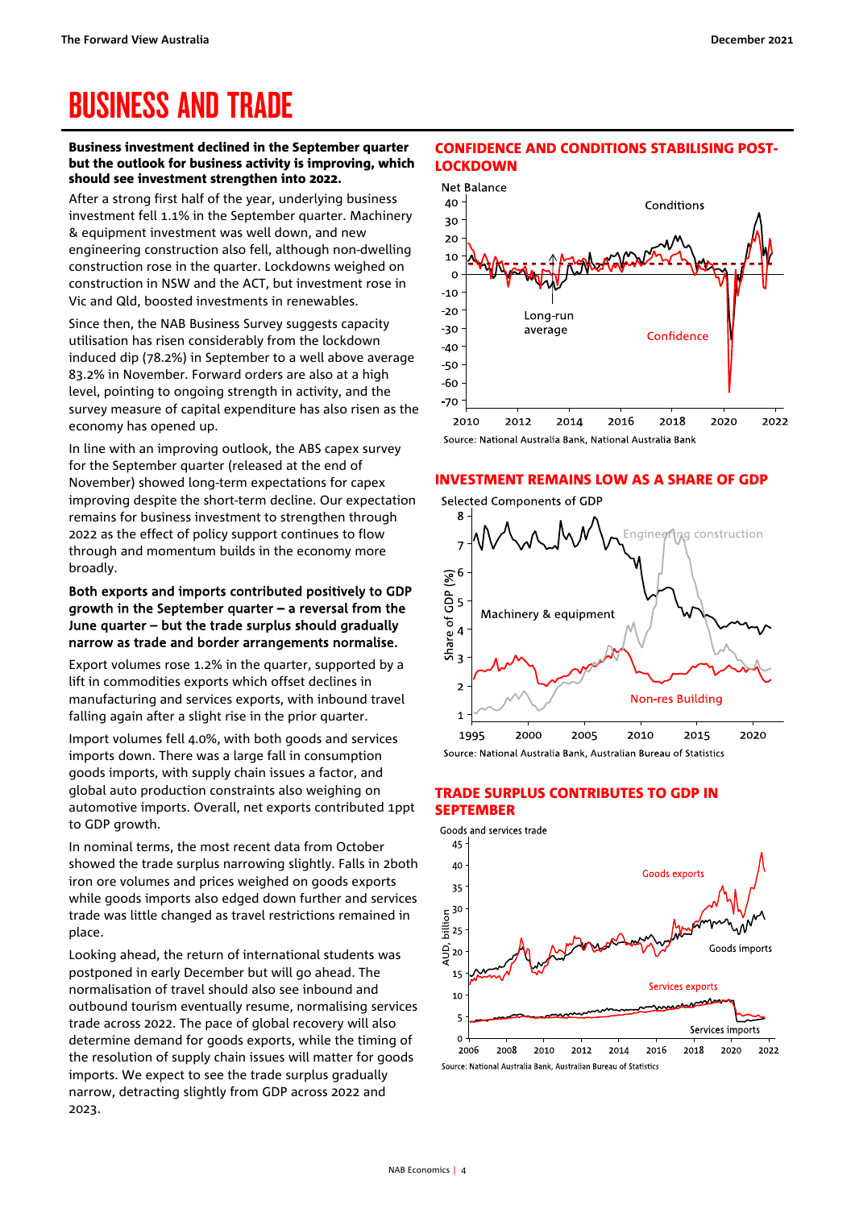# BUSINESS AND TRADE

**Business investment declined in the September quarter but the outlook for business activity is improving, which should see investment strengthen into 2022.**

After a strong first half of the year, underlying business investment fell 1.1% in the September quarter. Machinery & equipment investment was well down, and new engineering construction also fell, although non-dwelling construction rose in the quarter. Lockdowns weighed on construction in NSW and the ACT, but investment rose in Vic and Qld, boosted investments in renewables.

Since then, the NAB Business Survey suggests capacity utilisation has risen considerably from the lockdown induced dip (78.2%) in September to a well above average 83.2% in November. Forward orders are also at a high level, pointing to ongoing strength in activity, and the survey measure of capital expenditure has also risen as the economy has opened up.

In line with an improving outlook, the ABS capex survey for the September quarter (released at the end of November) showed long-term expectations for capex improving despite the short-term decline. Our expectation remains for business investment to strengthen through 2022 as the effect of policy support continues to flow through and momentum builds in the economy more broadly.

**Both exports and imports contributed positively to GDP growth in the September quarter – a reversal from the June quarter – but the trade surplus should gradually narrow as trade and border arrangements normalise.**

Export volumes rose 1.2% in the quarter, supported by a lift in commodities exports which offset declines in manufacturing and services exports, with inbound travel falling again after a slight rise in the prior quarter.

Import volumes fell 4.0%, with both goods and services imports down. There was a large fall in consumption goods imports, with supply chain issues a factor, and global auto production constraints also weighing on automotive imports. Overall, net exports contributed 1ppt to GDP growth.

In nominal terms, the most recent data from October showed the trade surplus narrowing slightly. Falls in 2both iron ore volumes and prices weighed on goods exports while goods imports also edged down further and services trade was little changed as travel restrictions remained in place.

Looking ahead, the return of international students was postponed in early December but will go ahead. The normalisation of travel should also see inbound and outbound tourism eventually resume, normalising services trade across 2022. The pace of global recovery will also determine demand for goods exports, while the timing of the resolution of supply chain issues will matter for goods imports. We expect to see the trade surplus gradually narrow, detracting slightly from GDP across 2022 and 2023.

## CONFIDENCE AND CONDITIONS STABILISING POST-LOCKDOWN

Source: National Australia Bank, National Australia Bank

## INVESTMENT REMAINS LOW AS A SHARE OF GDP

Source: National Australia Bank, Australian Bureau of Statistics

## TRADE SURPLUS CONTRIBUTES TO GDP IN SEPTEMBER

Source: National Australia Bank, Australian Bureau of Statistics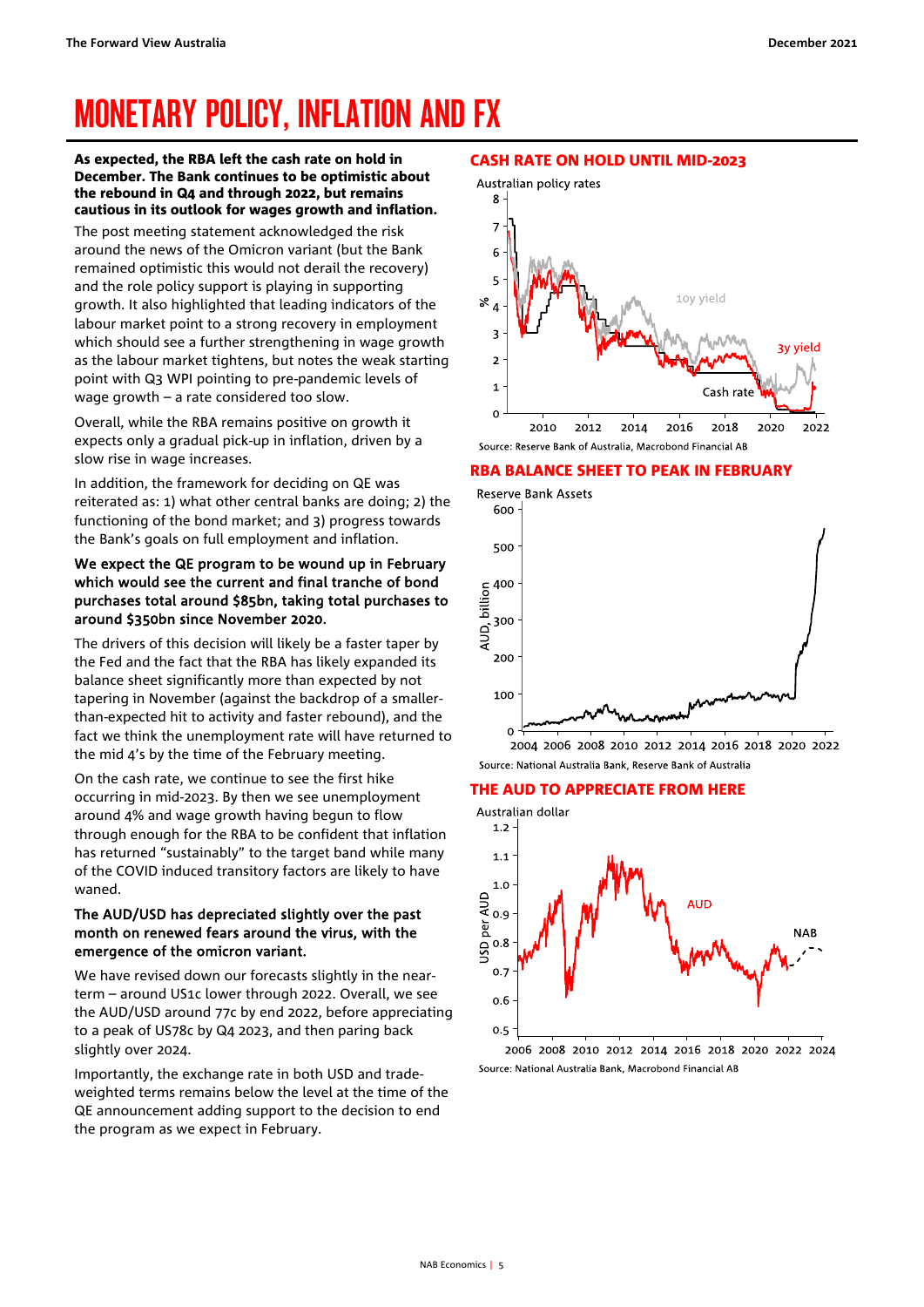# MONETARY POLICY, INFLATION AND FX

**As expected, the RBA left the cash rate on hold in December. The Bank continues to be optimistic about the rebound in Q4 and through 2022, but remains cautious in its outlook for wages growth and inflation.**

The post meeting statement acknowledged the risk around the news of the Omicron variant (but the Bank remained optimistic this would not derail the recovery) and the role policy support is playing in supporting growth. It also highlighted that leading indicators of the labour market point to a strong recovery in employment which should see a further strengthening in wage growth as the labour market tightens, but notes the weak starting point with Q3 WPI pointing to pre-pandemic levels of wage growth – a rate considered too slow.

Overall, while the RBA remains positive on growth it expects only a gradual pick-up in inflation, driven by a slow rise in wage increases.

In addition, the framework for deciding on QE was reiterated as: 1) what other central banks are doing; 2) the functioning of the bond market; and 3) progress towards the Bank's goals on full employment and inflation.

**We expect the QE program to be wound up in February which would see the current and final tranche of bond purchases total around $85bn, taking total purchases to around $350bn since November 2020.**

The drivers of this decision will likely be a faster taper by the Fed and the fact that the RBA has likely expanded its balance sheet significantly more than expected by not tapering in November (against the backdrop of a smaller-than-expected hit to activity and faster rebound), and the fact we think the unemployment rate will have returned to the mid 4's by the time of the February meeting.

On the cash rate, we continue to see the first hike occurring in mid-2023. By then we see unemployment around 4% and wage growth having begun to flow through enough for the RBA to be confident that inflation has returned "sustainably" to the target band while many of the COVID induced transitory factors are likely to have waned.

**The AUD/USD has depreciated slightly over the past month on renewed fears around the virus, with the emergence of the omicron variant.**

We have revised down our forecasts slightly in the near-term – around US1c lower through 2022. Overall, we see the AUD/USD around 77c by end 2022, before appreciating to a peak of US78c by Q4 2023, and then paring back slightly over 2024.

Importantly, the exchange rate in both USD and trade-weighted terms remains below the level at the time of the QE announcement adding support to the decision to end the program as we expect in February.

## CASH RATE ON HOLD UNTIL MID-2023

Source: Reserve Bank of Australia, Macrobond Financial AB

## RBA BALANCE SHEET TO PEAK IN FEBRUARY

Source: National Australia Bank, Reserve Bank of Australia

## THE AUD TO APPRECIATE FROM HERE

Source: National Australia Bank, Macrobond Financial AB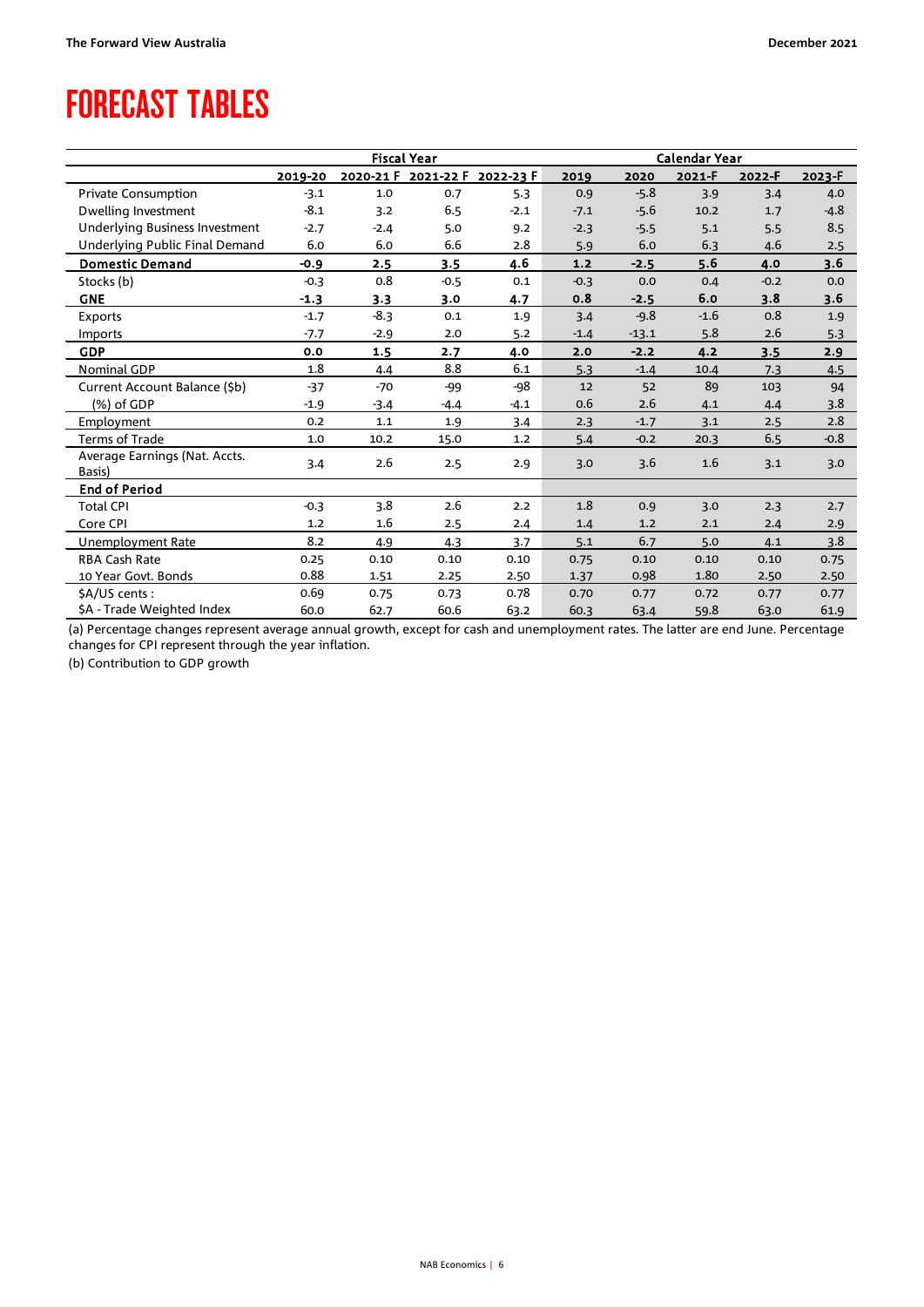# FORECAST TABLES

| | Fiscal Year | | | | Calendar Year | | | | |
|---|---|---|---|---|---|---|---|---|---|
| | 2019-20 | 2020-21 F | 2021-22 F | 2022-23 F | 2019 | 2020 | 2021-F | 2022-F | 2023-F |
| Private Consumption | -3.1 | 1.0 | 0.7 | 5.3 | 0.9 | -5.8 | 3.9 | 3.4 | 4.0 |
| Dwelling Investment | -8.1 | 3.2 | 6.5 | -2.1 | -7.1 | -5.6 | 10.2 | 1.7 | -4.8 |
| Underlying Business Investment | -2.7 | -2.4 | 5.0 | 9.2 | -2.3 | -5.5 | 5.1 | 5.5 | 8.5 |
| Underlying Public Final Demand | 6.0 | 6.0 | 6.6 | 2.8 | 5.9 | 6.0 | 6.3 | 4.6 | 2.5 |
| **Domestic Demand** | **-0.9** | **2.5** | **3.5** | **4.6** | **1.2** | **-2.5** | **5.6** | **4.0** | **3.6** |
| Stocks (b) | -0.3 | 0.8 | -0.5 | 0.1 | -0.3 | 0.0 | 0.4 | -0.2 | 0.0 |
| **GNE** | **-1.3** | **3.3** | **3.0** | **4.7** | **0.8** | **-2.5** | **6.0** | **3.8** | **3.6** |
| Exports | -1.7 | -8.3 | 0.1 | 1.9 | 3.4 | -9.8 | -1.6 | 0.8 | 1.9 |
| Imports | -7.7 | -2.9 | 2.0 | 5.2 | -1.4 | -13.1 | 5.8 | 2.6 | 5.3 |
| **GDP** | **0.0** | **1.5** | **2.7** | **4.0** | **2.0** | **-2.2** | **4.2** | **3.5** | **2.9** |
| Nominal GDP | 1.8 | 4.4 | 8.8 | 6.1 | 5.3 | -1.4 | 10.4 | 7.3 | 4.5 |
| Current Account Balance ($b) | -37 | -70 | -99 | -98 | 12 | 52 | 89 | 103 | 94 |
| (%) of GDP | -1.9 | -3.4 | -4.4 | -4.1 | 0.6 | 2.6 | 4.1 | 4.4 | 3.8 |
| Employment | 0.2 | 1.1 | 1.9 | 3.4 | 2.3 | -1.7 | 3.1 | 2.5 | 2.8 |
| Terms of Trade | 1.0 | 10.2 | 15.0 | 1.2 | 5.4 | -0.2 | 20.3 | 6.5 | -0.8 |
| Average Earnings (Nat. Accts. Basis) | 3.4 | 2.6 | 2.5 | 2.9 | 3.0 | 3.6 | 1.6 | 3.1 | 3.0 |
| **End of Period** | | | | | | | | | |
| Total CPI | -0.3 | 3.8 | 2.6 | 2.2 | 1.8 | 0.9 | 3.0 | 2.3 | 2.7 |
| Core CPI | 1.2 | 1.6 | 2.5 | 2.4 | 1.4 | 1.2 | 2.1 | 2.4 | 2.9 |
| Unemployment Rate | 8.2 | 4.9 | 4.3 | 3.7 | 5.1 | 6.7 | 5.0 | 4.1 | 3.8 |
| RBA Cash Rate | 0.25 | 0.10 | 0.10 | 0.10 | 0.75 | 0.10 | 0.10 | 0.10 | 0.75 |
| 10 Year Govt. Bonds | 0.88 | 1.51 | 2.25 | 2.50 | 1.37 | 0.98 | 1.80 | 2.50 | 2.50 |
| $A/US cents : | 0.69 | 0.75 | 0.73 | 0.78 | 0.70 | 0.77 | 0.72 | 0.77 | 0.77 |
| $A - Trade Weighted Index | 60.0 | 62.7 | 60.6 | 63.2 | 60.3 | 63.4 | 59.8 | 63.0 | 61.9 |

(a) Percentage changes represent average annual growth, except for cash and unemployment rates. The latter are end June. Percentage changes for CPI represent through the year inflation.

(b) Contribution to GDP growth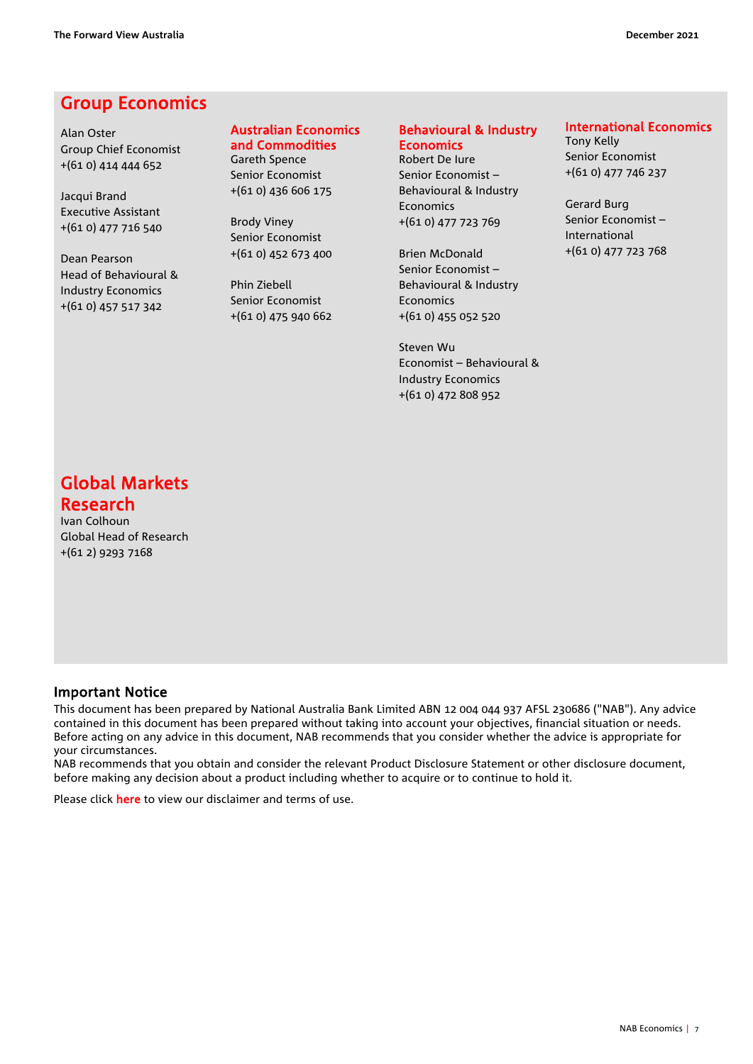# Group Economics

Alan Oster
Group Chief Economist
+(61 0) 414 444 652

Jacqui Brand
Executive Assistant
+(61 0) 477 716 540

Dean Pearson
Head of Behavioural & Industry Economics
+(61 0) 457 517 342

## Australian Economics and Commodities

Gareth Spence
Senior Economist
+(61 0) 436 606 175

Brody Viney
Senior Economist
+(61 0) 452 673 400

Phin Ziebell
Senior Economist
+(61 0) 475 940 662

## Behavioural & Industry Economics

Robert De Iure
Senior Economist – Behavioural & Industry Economics
+(61 0) 477 723 769

Brien McDonald
Senior Economist – Behavioural & Industry Economics
+(61 0) 455 052 520

Steven Wu
Economist – Behavioural & Industry Economics
+(61 0) 472 808 952

## International Economics

Tony Kelly
Senior Economist
+(61 0) 477 746 237

Gerard Burg
Senior Economist – International
+(61 0) 477 723 768

# Global Markets Research

Ivan Colhoun
Global Head of Research
+(61 2) 9293 7168

### Important Notice

This document has been prepared by National Australia Bank Limited ABN 12 004 044 937 AFSL 230686 ("NAB"). Any advice contained in this document has been prepared without taking into account your objectives, financial situation or needs. Before acting on any advice in this document, NAB recommends that you consider whether the advice is appropriate for your circumstances.
NAB recommends that you obtain and consider the relevant Product Disclosure Statement or other disclosure document, before making any decision about a product including whether to acquire or to continue to hold it.

Please click **here** to view our disclaimer and terms of use.